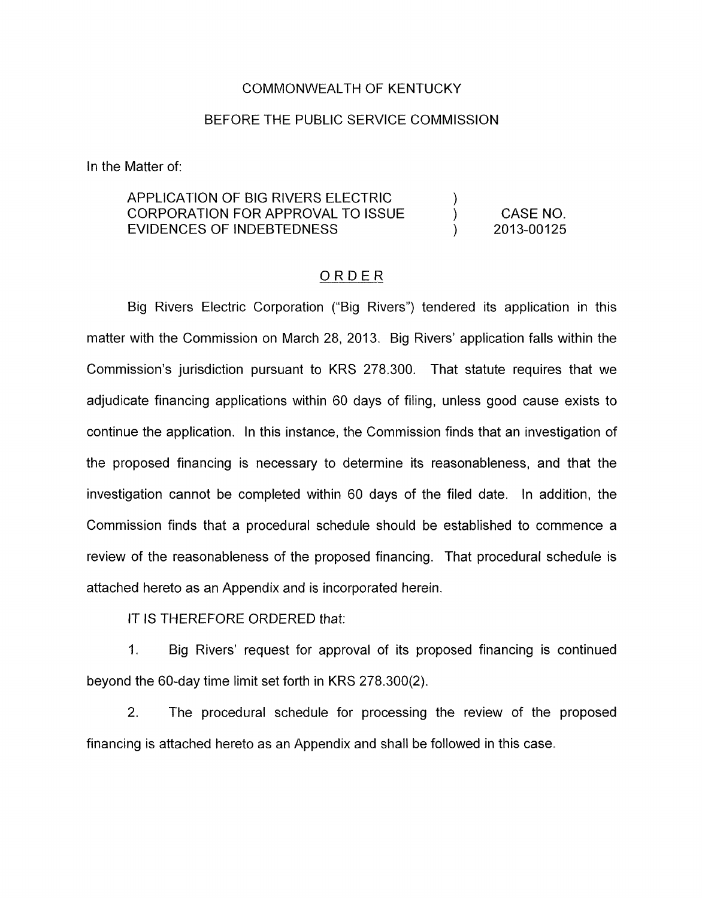COMMONWEALTH OF KENTUCKY

BEFORE THE PUBLIC SERVICE COMMISSION

In the Matter of:

| | | |
|---|---|---|
| APPLICATION OF BIG RIVERS ELECTRIC CORPORATION FOR APPROVAL TO ISSUE EVIDENCES OF INDEBTEDNESS | ) ) ) | CASE NO. 2013-00125 |

# ORDER

Big Rivers Electric Corporation ("Big Rivers") tendered its application in this matter with the Commission on March 28, 2013. Big Rivers' application falls within the Commission's jurisdiction pursuant to KRS 278.300. That statute requires that we adjudicate financing applications within 60 days of filing, unless good cause exists to continue the application. In this instance, the Commission finds that an investigation of the proposed financing is necessary to determine its reasonableness, and that the investigation cannot be completed within 60 days of the filed date. In addition, the Commission finds that a procedural schedule should be established to commence a review of the reasonableness of the proposed financing. That procedural schedule is attached hereto as an Appendix and is incorporated herein.

IT IS THEREFORE ORDERED that:

1. Big Rivers' request for approval of its proposed financing is continued beyond the 60-day time limit set forth in KRS 278.300(2).

2. The procedural schedule for processing the review of the proposed financing is attached hereto as an Appendix and shall be followed in this case.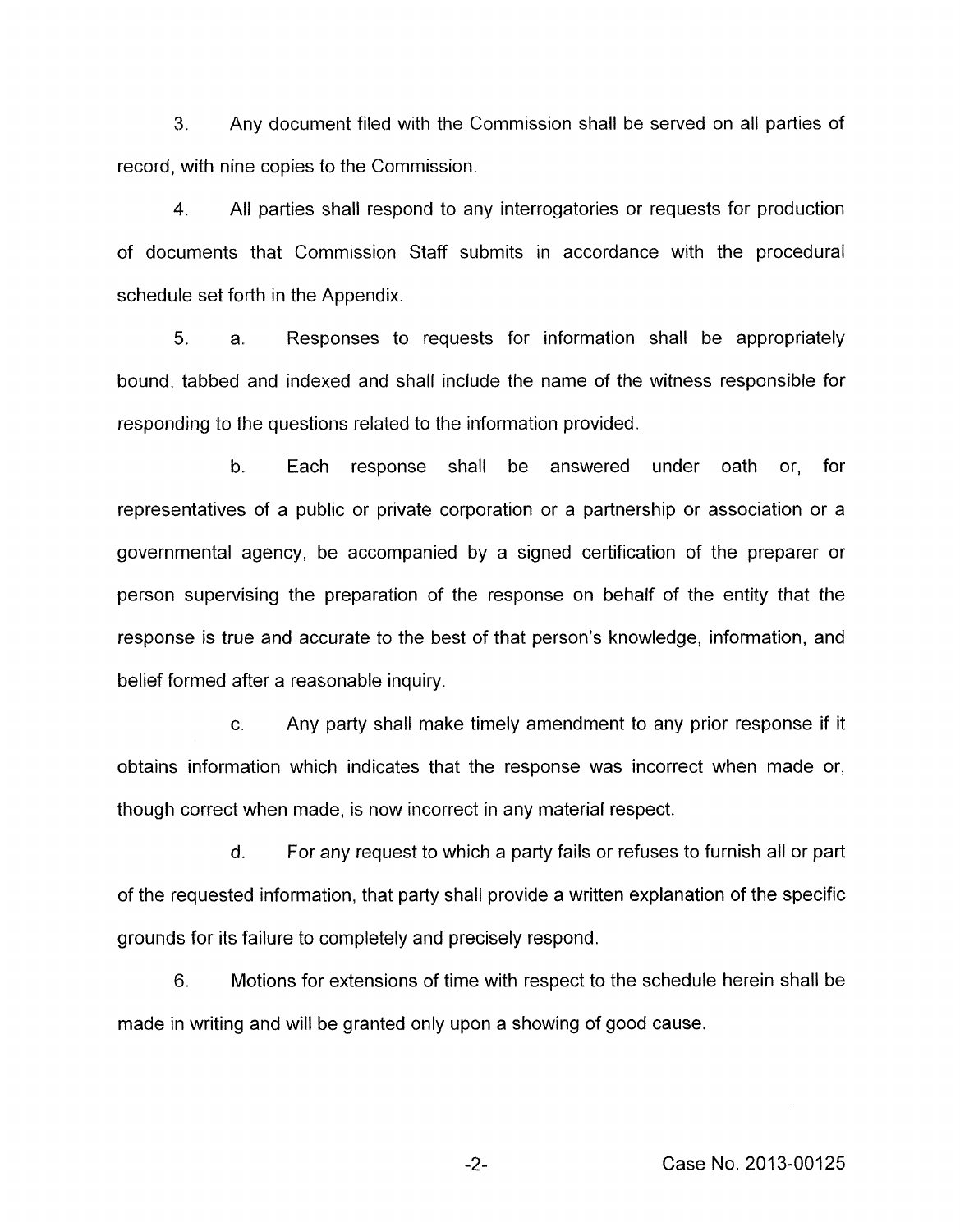3. Any document filed with the Commission shall be served on all parties of record, with nine copies to the Commission.

4. All parties shall respond to any interrogatories or requests for production of documents that Commission Staff submits in accordance with the procedural schedule set forth in the Appendix.

5. a. Responses to requests for information shall be appropriately bound, tabbed and indexed and shall include the name of the witness responsible for responding to the questions related to the information provided.

b. Each response shall be answered under oath or, for representatives of a public or private corporation or a partnership or association or a governmental agency, be accompanied by a signed certification of the preparer or person supervising the preparation of the response on behalf of the entity that the response is true and accurate to the best of that person's knowledge, information, and belief formed after a reasonable inquiry.

c. Any party shall make timely amendment to any prior response if it obtains information which indicates that the response was incorrect when made or, though correct when made, is now incorrect in any material respect.

d. For any request to which a party fails or refuses to furnish all or part of the requested information, that party shall provide a written explanation of the specific grounds for its failure to completely and precisely respond.

6. Motions for extensions of time with respect to the schedule herein shall be made in writing and will be granted only upon a showing of good cause.

Case No. 2013-00125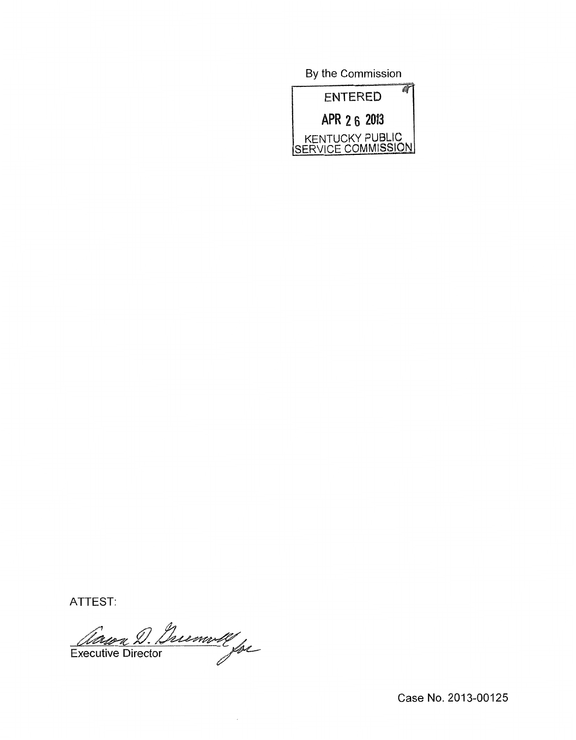By the Commission

ENTERED

APR 26 2013

KENTUCKY PUBLIC SERVICE COMMISSION

ATTEST:

Aaron D. Greenwell for

Executive Director

Case No. 2013-00125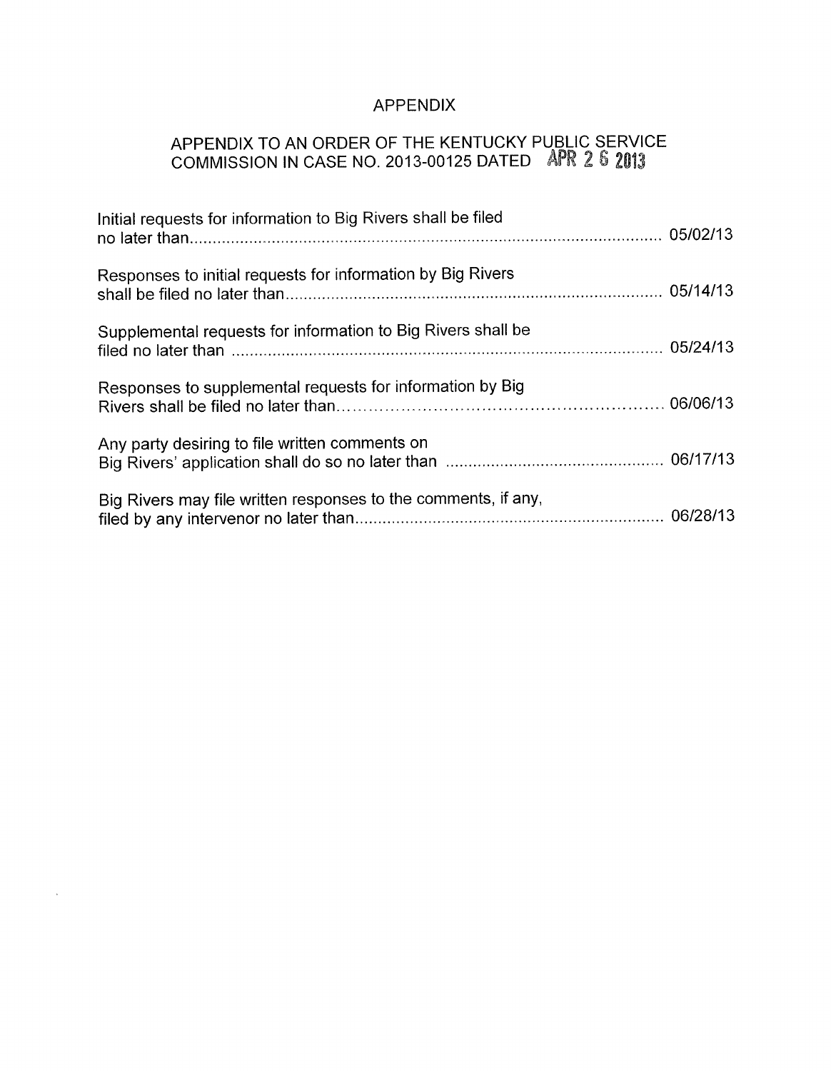# APPENDIX

## APPENDIX TO AN ORDER OF THE KENTUCKY PUBLIC SERVICE COMMISSION IN CASE NO. 2013-00125 DATED APR 26 2013

| | |
|---|---|
| Initial requests for information to Big Rivers shall be filed no later than | 05/02/13 |
| Responses to initial requests for information by Big Rivers shall be filed no later than | 05/14/13 |
| Supplemental requests for information to Big Rivers shall be filed no later than | 05/24/13 |
| Responses to supplemental requests for information by Big Rivers shall be filed no later than | 06/06/13 |
| Any party desiring to file written comments on Big Rivers' application shall do so no later than | 06/17/13 |
| Big Rivers may file written responses to the comments, if any, filed by any intervenor no later than | 06/28/13 |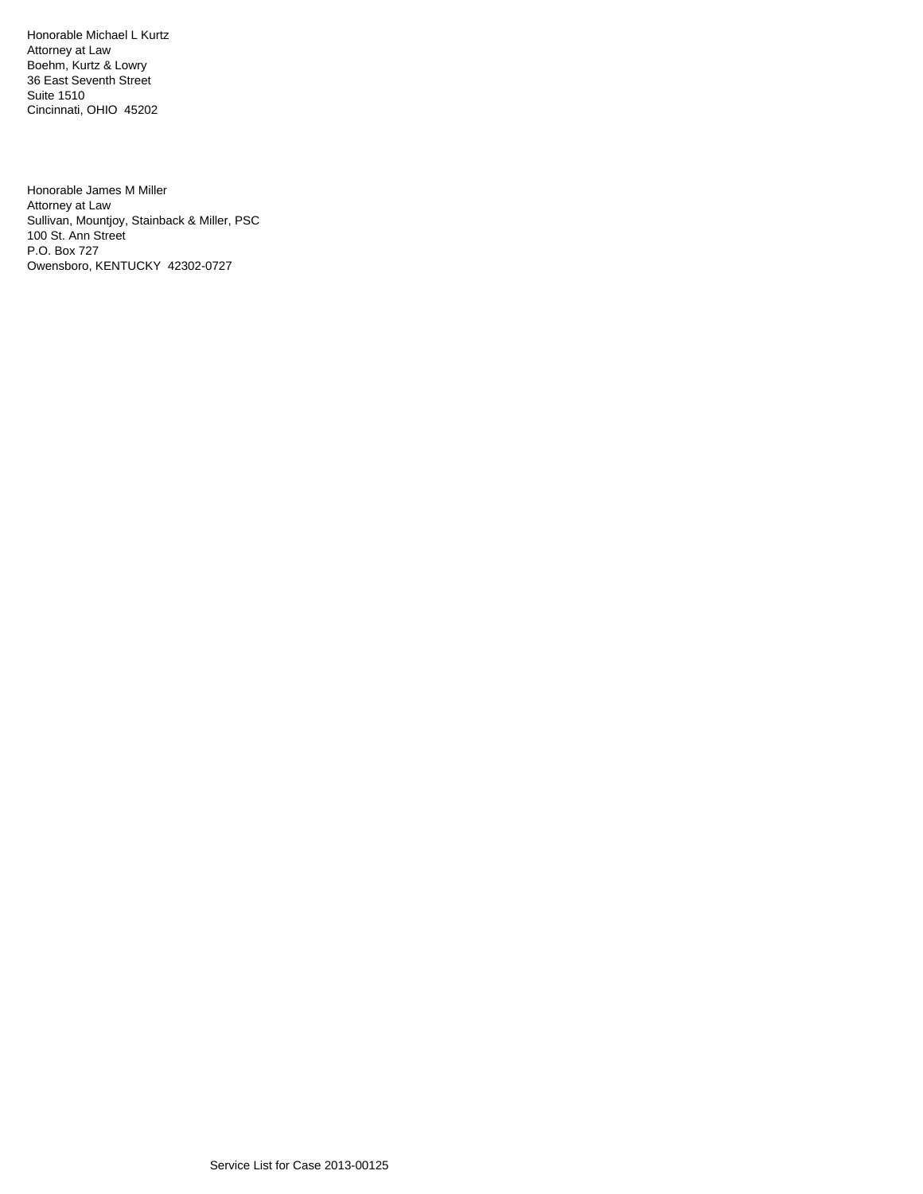Honorable Michael L Kurtz
Attorney at Law
Boehm, Kurtz & Lowry
36 East Seventh Street
Suite 1510
Cincinnati, OHIO  45202

Honorable James M Miller
Attorney at Law
Sullivan, Mountjoy, Stainback & Miller, PSC
100 St. Ann Street
P.O. Box 727
Owensboro, KENTUCKY  42302-0727

Service List for Case 2013-00125